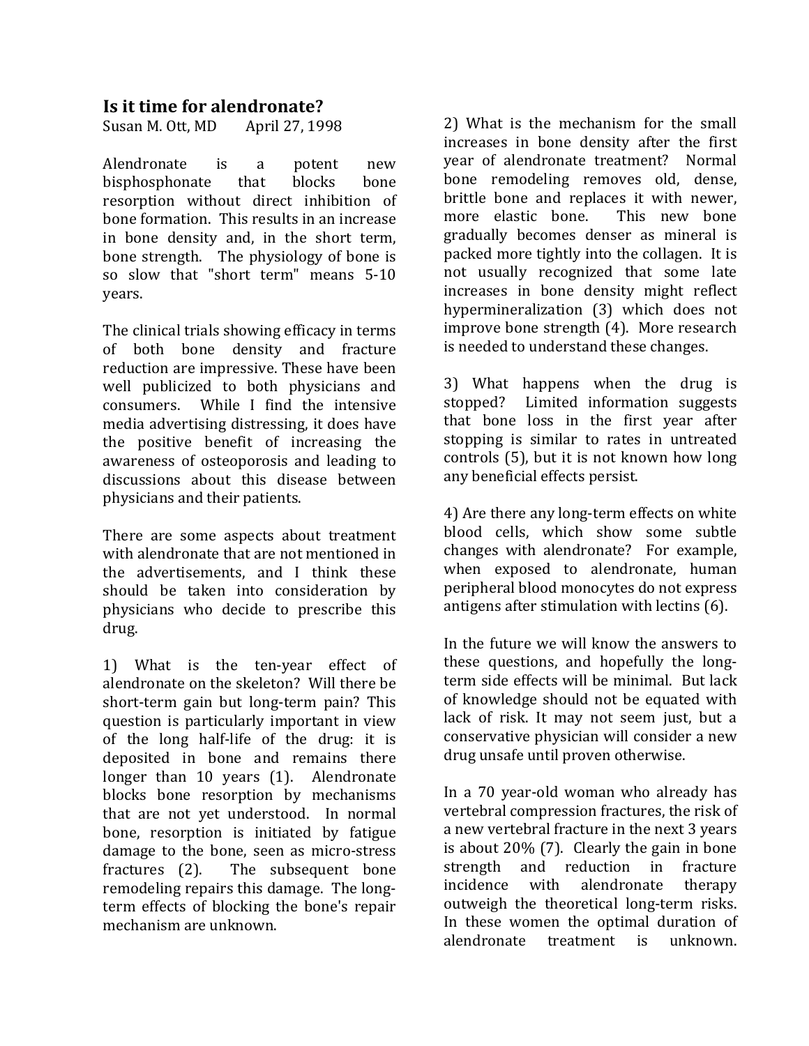# Is it time for alendronate?

Susan M. Ott, MD April 27, 1998

Alendronate is a potent new bisphosphonate that blocks bone resorption without direct inhibition of bone formation. This results in an increase in bone density and, in the short term, bone strength. The physiology of bone is so slow that "short term" means 5-10 years.

The clinical trials showing efficacy in terms of both bone density and fracture reduction are impressive. These have been well publicized to both physicians and consumers. While I find the intensive media advertising distressing, it does have the positive benefit of increasing the awareness of osteoporosis and leading to discussions about this disease between physicians and their patients.

There are some aspects about treatment with alendronate that are not mentioned in the advertisements, and I think these should be taken into consideration by physicians who decide to prescribe this drug.

1) What is the ten-year effect of alendronate on the skeleton? Will there be short-term gain but long-term pain? This question is particularly important in view of the long half-life of the drug: it is deposited in bone and remains there longer than 10 years (1). Alendronate blocks bone resorption by mechanisms that are not yet understood. In normal bone, resorption is initiated by fatigue damage to the bone, seen as micro-stress fractures (2). The subsequent bone remodeling repairs this damage. The long-term effects of blocking the bone's repair mechanism are unknown.

2) What is the mechanism for the small increases in bone density after the first year of alendronate treatment? Normal bone remodeling removes old, dense, brittle bone and replaces it with newer, more elastic bone. This new bone gradually becomes denser as mineral is packed more tightly into the collagen. It is not usually recognized that some late increases in bone density might reflect hypermineralization (3) which does not improve bone strength (4). More research is needed to understand these changes.

3) What happens when the drug is stopped? Limited information suggests that bone loss in the first year after stopping is similar to rates in untreated controls (5), but it is not known how long any beneficial effects persist.

4) Are there any long-term effects on white blood cells, which show some subtle changes with alendronate? For example, when exposed to alendronate, human peripheral blood monocytes do not express antigens after stimulation with lectins (6).

In the future we will know the answers to these questions, and hopefully the long-term side effects will be minimal. But lack of knowledge should not be equated with lack of risk. It may not seem just, but a conservative physician will consider a new drug unsafe until proven otherwise.

In a 70 year-old woman who already has vertebral compression fractures, the risk of a new vertebral fracture in the next 3 years is about 20% (7). Clearly the gain in bone strength and reduction in fracture incidence with alendronate therapy outweigh the theoretical long-term risks. In these women the optimal duration of alendronate treatment is unknown.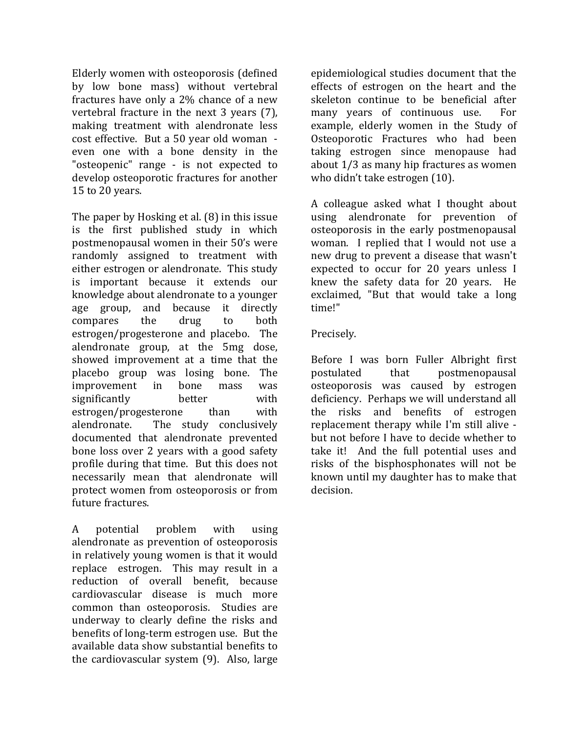Elderly women with osteoporosis (defined by low bone mass) without vertebral fractures have only a 2% chance of a new vertebral fracture in the next 3 years (7), making treatment with alendronate less cost effective. But a 50 year old woman - even one with a bone density in the "osteopenic" range - is not expected to develop osteoporotic fractures for another 15 to 20 years.

The paper by Hosking et al. (8) in this issue is the first published study in which postmenopausal women in their 50's were randomly assigned to treatment with either estrogen or alendronate. This study is important because it extends our knowledge about alendronate to a younger age group, and because it directly compares the drug to both estrogen/progesterone and placebo. The alendronate group, at the 5mg dose, showed improvement at a time that the placebo group was losing bone. The improvement in bone mass was significantly better with estrogen/progesterone than with alendronate. The study conclusively documented that alendronate prevented bone loss over 2 years with a good safety profile during that time. But this does not necessarily mean that alendronate will protect women from osteoporosis or from future fractures.

A potential problem with using alendronate as prevention of osteoporosis in relatively young women is that it would replace estrogen. This may result in a reduction of overall benefit, because cardiovascular disease is much more common than osteoporosis. Studies are underway to clearly define the risks and benefits of long-term estrogen use. But the available data show substantial benefits to the cardiovascular system (9). Also, large epidemiological studies document that the effects of estrogen on the heart and the skeleton continue to be beneficial after many years of continuous use. For example, elderly women in the Study of Osteoporotic Fractures who had been taking estrogen since menopause had about 1/3 as many hip fractures as women who didn't take estrogen (10).

A colleague asked what I thought about using alendronate for prevention of osteoporosis in the early postmenopausal woman. I replied that I would not use a new drug to prevent a disease that wasn't expected to occur for 20 years unless I knew the safety data for 20 years. He exclaimed, "But that would take a long time!"

Precisely.

Before I was born Fuller Albright first postulated that postmenopausal osteoporosis was caused by estrogen deficiency. Perhaps we will understand all the risks and benefits of estrogen replacement therapy while I'm still alive - but not before I have to decide whether to take it! And the full potential uses and risks of the bisphosphonates will not be known until my daughter has to make that decision.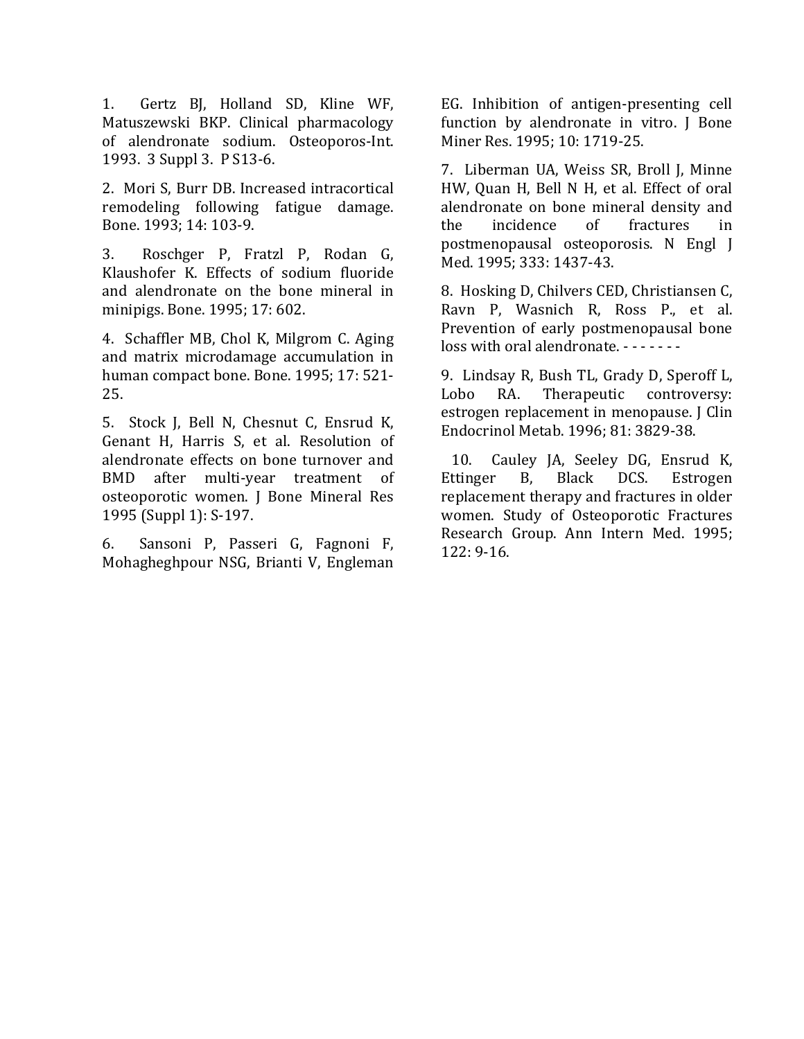1. Gertz BJ, Holland SD, Kline WF, Matuszewski BKP. Clinical pharmacology of alendronate sodium. Osteoporos-Int. 1993. 3 Suppl 3. P S13-6.

2. Mori S, Burr DB. Increased intracortical remodeling following fatigue damage. Bone. 1993; 14: 103-9.

3. Roschger P, Fratzl P, Rodan G, Klaushofer K. Effects of sodium fluoride and alendronate on the bone mineral in minipigs. Bone. 1995; 17: 602.

4. Schaffler MB, Chol K, Milgrom C. Aging and matrix microdamage accumulation in human compact bone. Bone. 1995; 17: 521-25.

5. Stock J, Bell N, Chesnut C, Ensrud K, Genant H, Harris S, et al. Resolution of alendronate effects on bone turnover and BMD after multi-year treatment of osteoporotic women. J Bone Mineral Res 1995 (Suppl 1): S-197.

6. Sansoni P, Passeri G, Fagnoni F, Mohagheghpour NSG, Brianti V, Engleman EG. Inhibition of antigen-presenting cell function by alendronate in vitro. J Bone Miner Res. 1995; 10: 1719-25.

7. Liberman UA, Weiss SR, Broll J, Minne HW, Quan H, Bell N H, et al. Effect of oral alendronate on bone mineral density and the incidence of fractures in postmenopausal osteoporosis. N Engl J Med. 1995; 333: 1437-43.

8. Hosking D, Chilvers CED, Christiansen C, Ravn P, Wasnich R, Ross P., et al. Prevention of early postmenopausal bone loss with oral alendronate. - - - - - - -

9. Lindsay R, Bush TL, Grady D, Speroff L, Lobo RA. Therapeutic controversy: estrogen replacement in menopause. J Clin Endocrinol Metab. 1996; 81: 3829-38.

10. Cauley JA, Seeley DG, Ensrud K, Ettinger B, Black DCS. Estrogen replacement therapy and fractures in older women. Study of Osteoporotic Fractures Research Group. Ann Intern Med. 1995; 122: 9-16.